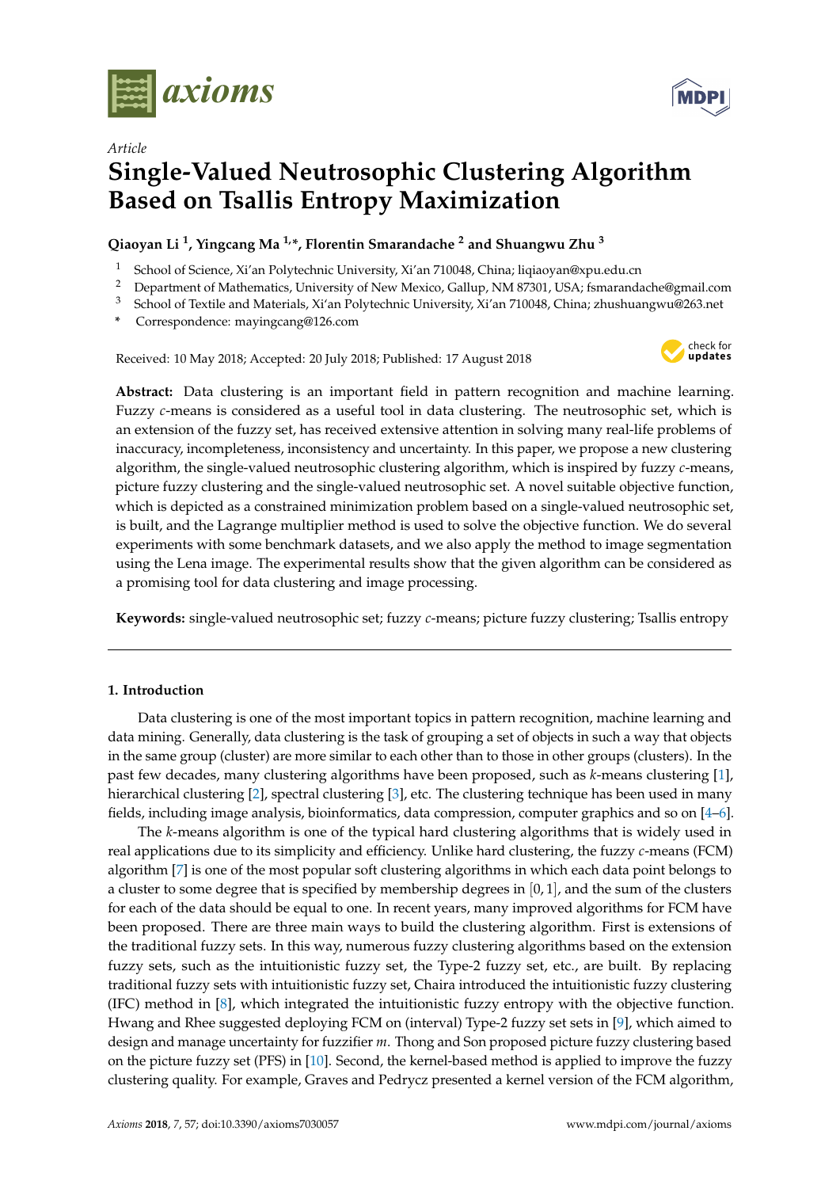*Article*

# Single-Valued Neutrosophic Clustering Algorithm Based on Tsallis Entropy Maximization

**Qiaoyan Li [1], Yingcang Ma [1,*], Florentin Smarandache [2] and Shuangwu Zhu [3]**

[1] School of Science, Xi'an Polytechnic University, Xi'an 710048, China; liqiaoyan@xpu.edu.cn
[2] Department of Mathematics, University of New Mexico, Gallup, NM 87301, USA; fsmarandache@gmail.com
[3] School of Textile and Materials, Xi'an Polytechnic University, Xi'an 710048, China; zhushuangwu@263.net
* Correspondence: mayingcang@126.com

Received: 10 May 2018; Accepted: 20 July 2018; Published: 17 August 2018

**Abstract:** Data clustering is an important field in pattern recognition and machine learning. Fuzzy $c$-means is considered as a useful tool in data clustering. The neutrosophic set, which is an extension of the fuzzy set, has received extensive attention in solving many real-life problems of inaccuracy, incompleteness, inconsistency and uncertainty. In this paper, we propose a new clustering algorithm, the single-valued neutrosophic clustering algorithm, which is inspired by fuzzy $c$-means, picture fuzzy clustering and the single-valued neutrosophic set. A novel suitable objective function, which is depicted as a constrained minimization problem based on a single-valued neutrosophic set, is built, and the Lagrange multiplier method is used to solve the objective function. We do several experiments with some benchmark datasets, and we also apply the method to image segmentation using the Lena image. The experimental results show that the given algorithm can be considered as a promising tool for data clustering and image processing.

**Keywords:** single-valued neutrosophic set; fuzzy $c$-means; picture fuzzy clustering; Tsallis entropy

## 1. Introduction

Data clustering is one of the most important topics in pattern recognition, machine learning and data mining. Generally, data clustering is the task of grouping a set of objects in such a way that objects in the same group (cluster) are more similar to each other than to those in other groups (clusters). In the past few decades, many clustering algorithms have been proposed, such as $k$-means clustering [1], hierarchical clustering [2], spectral clustering [3], etc. The clustering technique has been used in many fields, including image analysis, bioinformatics, data compression, computer graphics and so on [4–6].

The $k$-means algorithm is one of the typical hard clustering algorithms that is widely used in real applications due to its simplicity and efficiency. Unlike hard clustering, the fuzzy $c$-means (FCM) algorithm [7] is one of the most popular soft clustering algorithms in which each data point belongs to a cluster to some degree that is specified by membership degrees in $[0, 1]$, and the sum of the clusters for each of the data should be equal to one. In recent years, many improved algorithms for FCM have been proposed. There are three main ways to build the clustering algorithm. First is extensions of the traditional fuzzy sets. In this way, numerous fuzzy clustering algorithms based on the extension fuzzy sets, such as the intuitionistic fuzzy set, the Type-2 fuzzy set, etc., are built. By replacing traditional fuzzy sets with intuitionistic fuzzy set, Chaira introduced the intuitionistic fuzzy clustering (IFC) method in [8], which integrated the intuitionistic fuzzy entropy with the objective function. Hwang and Rhee suggested deploying FCM on (interval) Type-2 fuzzy set sets in [9], which aimed to design and manage uncertainty for fuzzifier $m$. Thong and Son proposed picture fuzzy clustering based on the picture fuzzy set (PFS) in [10]. Second, the kernel-based method is applied to improve the fuzzy clustering quality. For example, Graves and Pedrycz presented a kernel version of the FCM algorithm,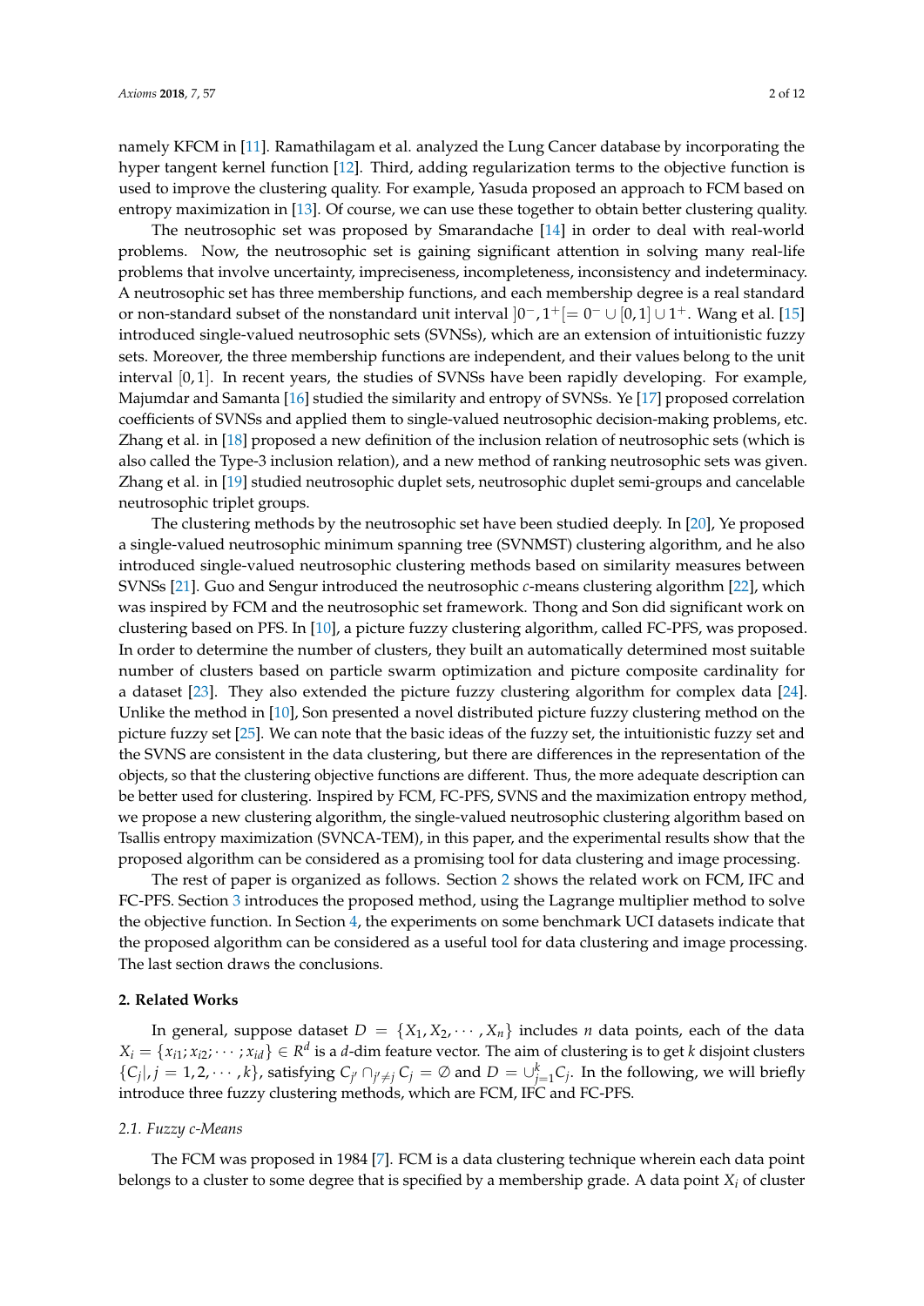namely KFCM in [11]. Ramathilagam et al. analyzed the Lung Cancer database by incorporating the hyper tangent kernel function [12]. Third, adding regularization terms to the objective function is used to improve the clustering quality. For example, Yasuda proposed an approach to FCM based on entropy maximization in [13]. Of course, we can use these together to obtain better clustering quality.

The neutrosophic set was proposed by Smarandache [14] in order to deal with real-world problems. Now, the neutrosophic set is gaining significant attention in solving many real-life problems that involve uncertainty, impreciseness, incompleteness, inconsistency and indeterminacy. A neutrosophic set has three membership functions, and each membership degree is a real standard or non-standard subset of the nonstandard unit interval $]0^-, 1^+[= 0^- \cup [0,1] \cup 1^+$. Wang et al. [15] introduced single-valued neutrosophic sets (SVNSs), which are an extension of intuitionistic fuzzy sets. Moreover, the three membership functions are independent, and their values belong to the unit interval $[0, 1]$. In recent years, the studies of SVNSs have been rapidly developing. For example, Majumdar and Samanta [16] studied the similarity and entropy of SVNSs. Ye [17] proposed correlation coefficients of SVNSs and applied them to single-valued neutrosophic decision-making problems, etc. Zhang et al. in [18] proposed a new definition of the inclusion relation of neutrosophic sets (which is also called the Type-3 inclusion relation), and a new method of ranking neutrosophic sets was given. Zhang et al. in [19] studied neutrosophic duplet sets, neutrosophic duplet semi-groups and cancelable neutrosophic triplet groups.

The clustering methods by the neutrosophic set have been studied deeply. In [20], Ye proposed a single-valued neutrosophic minimum spanning tree (SVNMST) clustering algorithm, and he also introduced single-valued neutrosophic clustering methods based on similarity measures between SVNSs [21]. Guo and Sengur introduced the neutrosophic $c$-means clustering algorithm [22], which was inspired by FCM and the neutrosophic set framework. Thong and Son did significant work on clustering based on PFS. In [10], a picture fuzzy clustering algorithm, called FC-PFS, was proposed. In order to determine the number of clusters, they built an automatically determined most suitable number of clusters based on particle swarm optimization and picture composite cardinality for a dataset [23]. They also extended the picture fuzzy clustering algorithm for complex data [24]. Unlike the method in [10], Son presented a novel distributed picture fuzzy clustering method on the picture fuzzy set [25]. We can note that the basic ideas of the fuzzy set, the intuitionistic fuzzy set and the SVNS are consistent in the data clustering, but there are differences in the representation of the objects, so that the clustering objective functions are different. Thus, the more adequate description can be better used for clustering. Inspired by FCM, FC-PFS, SVNS and the maximization entropy method, we propose a new clustering algorithm, the single-valued neutrosophic clustering algorithm based on Tsallis entropy maximization (SVNCA-TEM), in this paper, and the experimental results show that the proposed algorithm can be considered as a promising tool for data clustering and image processing.

The rest of paper is organized as follows. Section 2 shows the related work on FCM, IFC and FC-PFS. Section 3 introduces the proposed method, using the Lagrange multiplier method to solve the objective function. In Section 4, the experiments on some benchmark UCI datasets indicate that the proposed algorithm can be considered as a useful tool for data clustering and image processing. The last section draws the conclusions.

## 2. Related Works

In general, suppose dataset $D = \{X_1, X_2, \cdots, X_n\}$ includes $n$ data points, each of the data $X_i = \{x_{i1}; x_{i2}; \cdots; x_{id}\} \in R^d$ is a $d$-dim feature vector. The aim of clustering is to get $k$ disjoint clusters $\{C_j|, j = 1, 2, \cdots, k\}$, satisfying $C_{j'} \cap_{j' \neq j} C_j = \emptyset$ and $D = \cup_{j=1}^{k} C_j$. In the following, we will briefly introduce three fuzzy clustering methods, which are FCM, IFC and FC-PFS.

### 2.1. Fuzzy c-Means

The FCM was proposed in 1984 [7]. FCM is a data clustering technique wherein each data point belongs to a cluster to some degree that is specified by a membership grade. A data point $X_i$ of cluster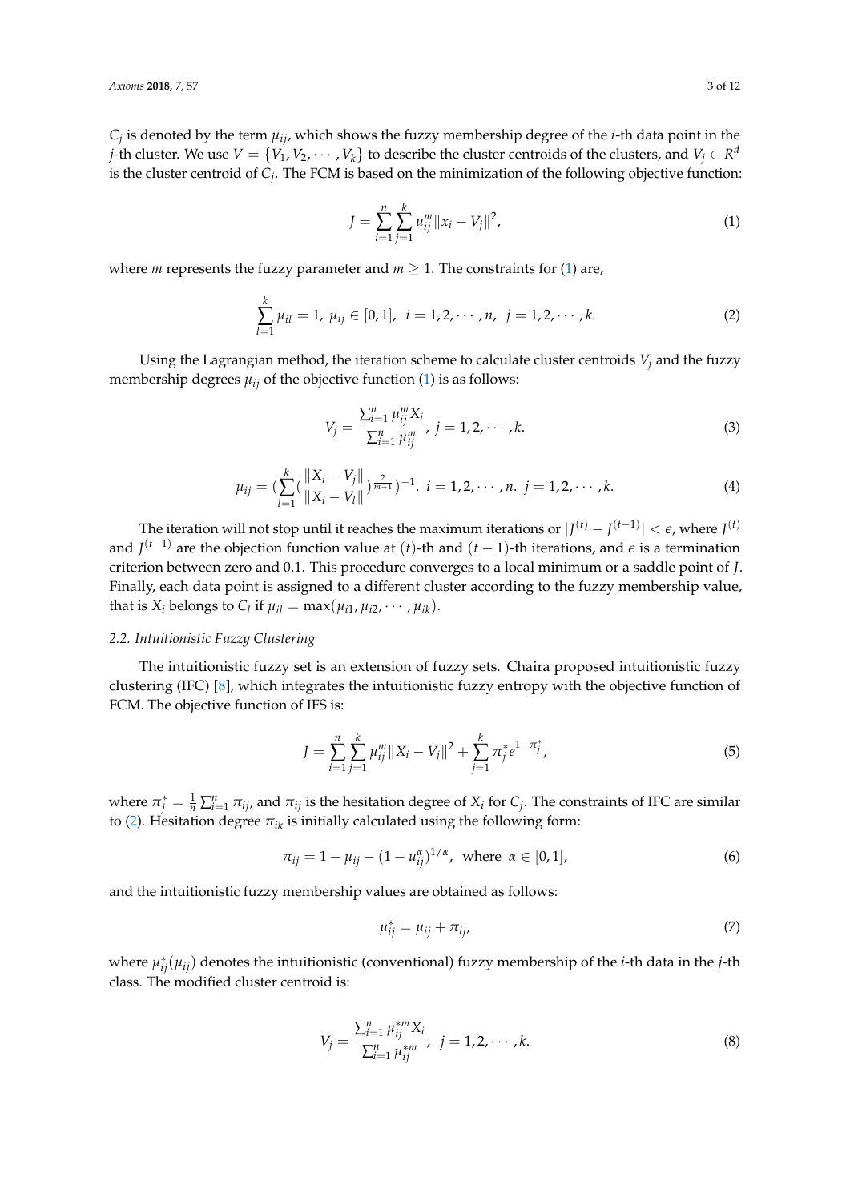$C_j$ is denoted by the term $\mu_{ij}$, which shows the fuzzy membership degree of the $i$-th data point in the $j$-th cluster. We use $V = \{V_1, V_2, \cdots, V_k\}$ to describe the cluster centroids of the clusters, and $V_j \in R^d$ is the cluster centroid of $C_j$. The FCM is based on the minimization of the following objective function:

$$J = \sum_{i=1}^{n} \sum_{j=1}^{k} u_{ij}^{m} \|x_i - V_j\|^2, \tag{1}$$

where $m$ represents the fuzzy parameter and $m \geq 1$. The constraints for (1) are,

$$\sum_{l=1}^{k} \mu_{il} = 1, \ \mu_{ij} \in [0,1], \ \ i = 1, 2, \cdots, n, \ \ j = 1, 2, \cdots, k. \tag{2}$$

Using the Lagrangian method, the iteration scheme to calculate cluster centroids $V_j$ and the fuzzy membership degrees $\mu_{ij}$ of the objective function (1) is as follows:

$$V_j = \frac{\sum_{i=1}^{n} \mu_{ij}^{m} X_i}{\sum_{i=1}^{n} \mu_{ij}^{m}}, \ j = 1, 2, \cdots, k. \tag{3}$$

$$\mu_{ij} = (\sum_{l=1}^{k} (\frac{\|X_i - V_j\|}{\|X_i - V_l\|})^{\frac{2}{m-1}})^{-1}. \ i = 1, 2, \cdots, n. \ j = 1, 2, \cdots, k. \tag{4}$$

The iteration will not stop until it reaches the maximum iterations or $|J^{(t)} - J^{(t-1)}| < \epsilon$, where $J^{(t)}$ and $J^{(t-1)}$ are the objection function value at $(t)$-th and $(t-1)$-th iterations, and $\epsilon$ is a termination criterion between zero and 0.1. This procedure converges to a local minimum or a saddle point of $J$. Finally, each data point is assigned to a different cluster according to the fuzzy membership value, that is $X_i$ belongs to $C_l$ if $\mu_{il} = \max(\mu_{i1}, \mu_{i2}, \cdots, \mu_{ik})$.

### 2.2. Intuitionistic Fuzzy Clustering

The intuitionistic fuzzy set is an extension of fuzzy sets. Chaira proposed intuitionistic fuzzy clustering (IFC) [8], which integrates the intuitionistic fuzzy entropy with the objective function of FCM. The objective function of IFS is:

$$J = \sum_{i=1}^{n} \sum_{j=1}^{k} \mu_{ij}^{m} \|X_i - V_j\|^2 + \sum_{j=1}^{k} \pi_j^{*} e^{1-\pi_j^{*}}, \tag{5}$$

where $\pi_j^{*} = \frac{1}{n} \sum_{i=1}^{n} \pi_{ij}$, and $\pi_{ij}$ is the hesitation degree of $X_i$ for $C_j$. The constraints of IFC are similar to (2). Hesitation degree $\pi_{ik}$ is initially calculated using the following form:

$$\pi_{ij} = 1 - \mu_{ij} - (1 - u_{ij}^{\alpha})^{1/\alpha}, \ \text{ where } \ \alpha \in [0,1], \tag{6}$$

and the intuitionistic fuzzy membership values are obtained as follows:

$$\mu_{ij}^{*} = \mu_{ij} + \pi_{ij}, \tag{7}$$

where $\mu_{ij}^{*}(\mu_{ij})$ denotes the intuitionistic (conventional) fuzzy membership of the $i$-th data in the $j$-th class. The modified cluster centroid is:

$$V_j = \frac{\sum_{i=1}^{n} \mu_{ij}^{*m} X_i}{\sum_{i=1}^{n} \mu_{ij}^{*m}}, \ \ j = 1, 2, \cdots, k. \tag{8}$$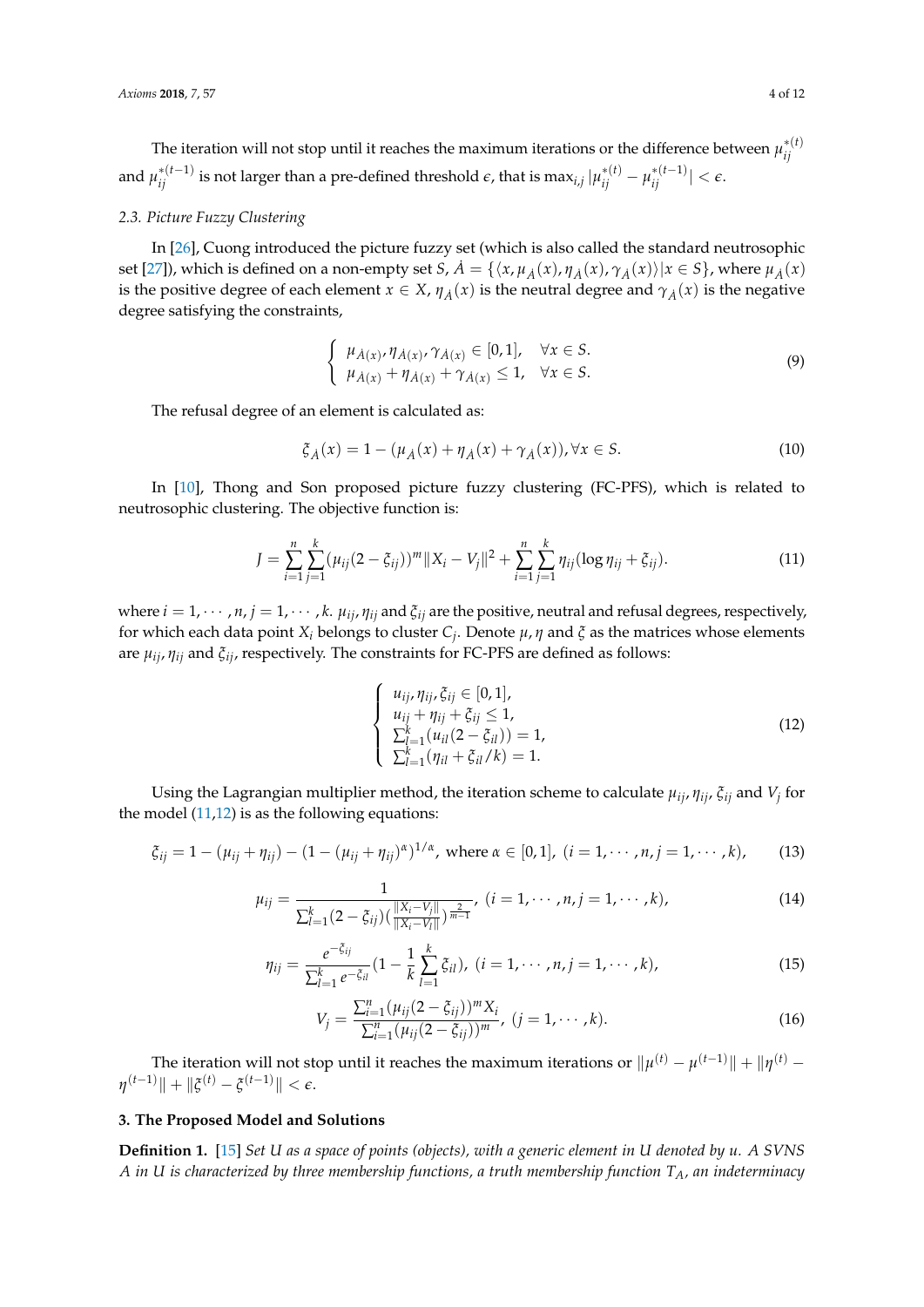The iteration will not stop until it reaches the maximum iterations or the difference between $\mu_{ij}^{*(t)}$ and $\mu_{ij}^{*(t-1)}$ is not larger than a pre-defined threshold $\epsilon$, that is $\max_{i,j} |\mu_{ij}^{*(t)} - \mu_{ij}^{*(t-1)}| < \epsilon$.

### 2.3. Picture Fuzzy Clustering

In [26], Cuong introduced the picture fuzzy set (which is also called the standard neutrosophic set [27]), which is defined on a non-empty set $S$, $\dot{A} = \{\langle x, \mu_{\dot{A}}(x), \eta_{\dot{A}}(x), \gamma_{\dot{A}}(x)\rangle | x \in S\}$, where $\mu_{\dot{A}}(x)$ is the positive degree of each element $x \in X$, $\eta_{\dot{A}}(x)$ is the neutral degree and $\gamma_{\dot{A}}(x)$ is the negative degree satisfying the constraints,

$$\begin{cases} \mu_{\dot{A}(x)}, \eta_{\dot{A}(x)}, \gamma_{\dot{A}(x)} \in [0,1], & \forall x \in S. \\ \mu_{\dot{A}(x)} + \eta_{\dot{A}(x)} + \gamma_{\dot{A}(x)} \leq 1, & \forall x \in S. \end{cases} \tag{9}$$

The refusal degree of an element is calculated as:

$$\xi_{\dot{A}}(x) = 1 - (\mu_{\dot{A}}(x) + \eta_{\dot{A}}(x) + \gamma_{\dot{A}}(x)), \forall x \in S. \tag{10}$$

In [10], Thong and Son proposed picture fuzzy clustering (FC-PFS), which is related to neutrosophic clustering. The objective function is:

$$J = \sum_{i=1}^{n} \sum_{j=1}^{k} (\mu_{ij}(2 - \xi_{ij}))^m \|X_i - V_j\|^2 + \sum_{i=1}^{n} \sum_{j=1}^{k} \eta_{ij}(\log \eta_{ij} + \xi_{ij}). \tag{11}$$

where $i = 1, \cdots, n$, $j = 1, \cdots, k$. $\mu_{ij}, \eta_{ij}$ and $\xi_{ij}$ are the positive, neutral and refusal degrees, respectively, for which each data point $X_i$ belongs to cluster $C_j$. Denote $\mu, \eta$ and $\xi$ as the matrices whose elements are $\mu_{ij}, \eta_{ij}$ and $\xi_{ij}$, respectively. The constraints for FC-PFS are defined as follows:

$$\begin{cases} u_{ij}, \eta_{ij}, \xi_{ij} \in [0,1], \\ u_{ij} + \eta_{ij} + \xi_{ij} \leq 1, \\ \sum_{l=1}^{k} (u_{il}(2 - \xi_{il})) = 1, \\ \sum_{l=1}^{k} (\eta_{il} + \xi_{il}/k) = 1. \end{cases} \tag{12}$$

Using the Lagrangian multiplier method, the iteration scheme to calculate $\mu_{ij}, \eta_{ij}, \xi_{ij}$ and $V_j$ for the model (11,12) is as the following equations:

$$\xi_{ij} = 1 - (\mu_{ij} + \eta_{ij}) - (1 - (\mu_{ij} + \eta_{ij})^{\alpha})^{1/\alpha}, \text{ where } \alpha \in [0,1], \ (i = 1, \cdots, n, j = 1, \cdots, k), \tag{13}$$

$$\mu_{ij} = \frac{1}{\sum_{l=1}^{k} (2 - \xi_{ij}) (\frac{\|X_i - V_j\|}{\|X_i - V_l\|})^{\frac{2}{m-1}}}, \ (i = 1, \cdots, n, j = 1, \cdots, k), \tag{14}$$

$$\eta_{ij} = \frac{e^{-\xi_{ij}}}{\sum_{l=1}^{k} e^{-\xi_{il}}} (1 - \frac{1}{k} \sum_{l=1}^{k} \xi_{il}), \ (i = 1, \cdots, n, j = 1, \cdots, k), \tag{15}$$

$$V_j = \frac{\sum_{i=1}^{n} (\mu_{ij}(2 - \xi_{ij}))^m X_i}{\sum_{i=1}^{n} (\mu_{ij}(2 - \xi_{ij}))^m}, \ (j = 1, \cdots, k). \tag{16}$$

The iteration will not stop until it reaches the maximum iterations or $\|\mu^{(t)} - \mu^{(t-1)}\| + \|\eta^{(t)} - \eta^{(t-1)}\| + \|\xi^{(t)} - \xi^{(t-1)}\| < \epsilon$.

## 3. The Proposed Model and Solutions

**Definition 1.** [15] *Set $U$ as a space of points (objects), with a generic element in $U$ denoted by $u$. A SVNS $A$ in $U$ is characterized by three membership functions, a truth membership function $T_A$, an indeterminacy*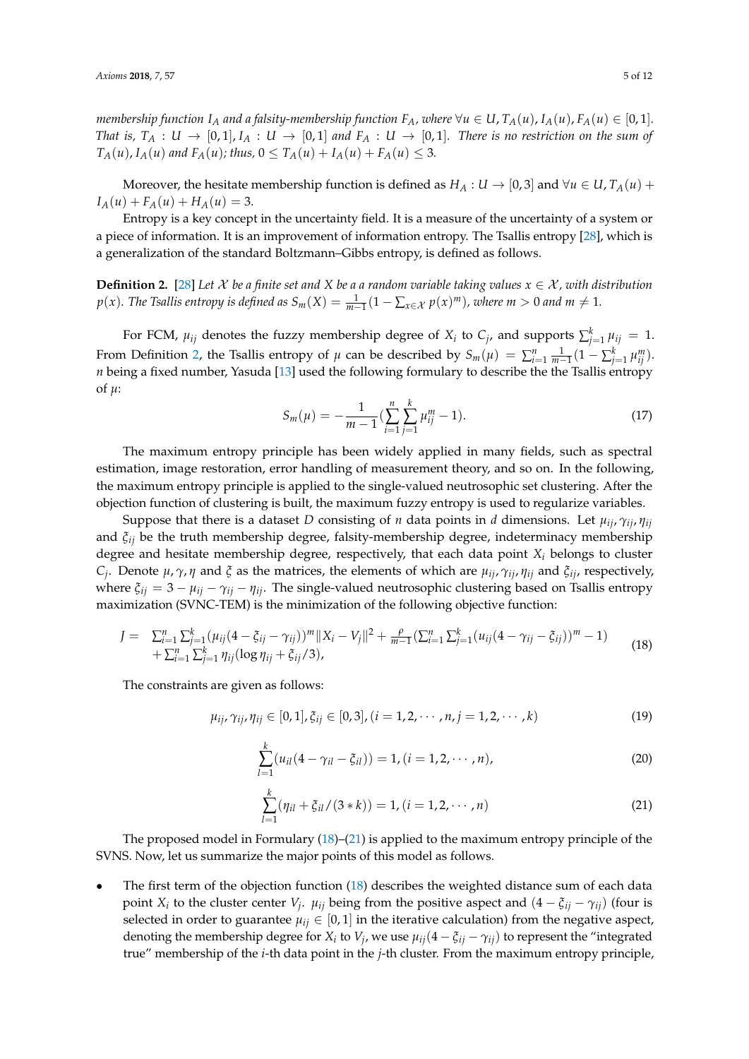*membership function $I_A$ and a falsity-membership function $F_A$, where $\forall u \in U, T_A(u), I_A(u), F_A(u) \in [0,1]$. That is, $T_A : U \to [0,1], I_A : U \to [0,1]$ and $F_A : U \to [0,1]$. There is no restriction on the sum of $T_A(u), I_A(u)$ and $F_A(u)$; thus, $0 \le T_A(u) + I_A(u) + F_A(u) \le 3$.*

Moreover, the hesitate membership function is defined as $H_A : U \to [0,3]$ and $\forall u \in U, T_A(u) + I_A(u) + F_A(u) + H_A(u) = 3$.

Entropy is a key concept in the uncertainty field. It is a measure of the uncertainty of a system or a piece of information. It is an improvement of information entropy. The Tsallis entropy [28], which is a generalization of the standard Boltzmann–Gibbs entropy, is defined as follows.

**Definition 2.** [28] *Let $\mathcal{X}$ be a finite set and $X$ be a a random variable taking values $x \in \mathcal{X}$, with distribution $p(x)$. The Tsallis entropy is defined as $S_m(X) = \frac{1}{m-1}(1 - \sum_{x\in\mathcal{X}} p(x)^m)$, where $m > 0$ and $m \neq 1$.*

For FCM, $\mu_{ij}$ denotes the fuzzy membership degree of $X_i$ to $C_j$, and supports $\sum_{j=1}^{k} \mu_{ij} = 1$. From Definition 2, the Tsallis entropy of $\mu$ can be described by $S_m(\mu) = \sum_{i=1}^{n} \frac{1}{m-1}(1 - \sum_{j=1}^{k} \mu_{ij}^m)$. $n$ being a fixed number, Yasuda [13] used the following formulary to describe the the Tsallis entropy of $\mu$:

$$S_m(\mu) = -\frac{1}{m-1}\left(\sum_{i=1}^{n}\sum_{j=1}^{k} \mu_{ij}^m - 1\right). \tag{17}$$

The maximum entropy principle has been widely applied in many fields, such as spectral estimation, image restoration, error handling of measurement theory, and so on. In the following, the maximum entropy principle is applied to the single-valued neutrosophic set clustering. After the objection function of clustering is built, the maximum fuzzy entropy is used to regularize variables.

Suppose that there is a dataset $D$ consisting of $n$ data points in $d$ dimensions. Let $\mu_{ij}, \gamma_{ij}, \eta_{ij}$ and $\xi_{ij}$ be the truth membership degree, falsity-membership degree, indeterminacy membership degree and hesitate membership degree, respectively, that each data point $X_i$ belongs to cluster $C_j$. Denote $\mu, \gamma, \eta$ and $\xi$ as the matrices, the elements of which are $\mu_{ij}, \gamma_{ij}, \eta_{ij}$ and $\xi_{ij}$, respectively, where $\xi_{ij} = 3 - \mu_{ij} - \gamma_{ij} - \eta_{ij}$. The single-valued neutrosophic clustering based on Tsallis entropy maximization (SVNC-TEM) is the minimization of the following objective function:

$$\begin{aligned} J = \; & \sum_{i=1}^{n}\sum_{j=1}^{k}(\mu_{ij}(4 - \xi_{ij} - \gamma_{ij}))^m \|X_i - V_j\|^2 + \frac{\rho}{m-1}\left(\sum_{i=1}^{n}\sum_{j=1}^{k}(u_{ij}(4 - \gamma_{ij} - \xi_{ij}))^m - 1\right) \\ & + \sum_{i=1}^{n}\sum_{j=1}^{k}\eta_{ij}(\log \eta_{ij} + \xi_{ij}/3), \end{aligned} \tag{18}$$

The constraints are given as follows:

$$\mu_{ij}, \gamma_{ij}, \eta_{ij} \in [0,1], \xi_{ij} \in [0,3], (i = 1,2,\cdots,n, j = 1,2,\cdots,k) \tag{19}$$

$$\sum_{l=1}^{k}(u_{il}(4 - \gamma_{il} - \xi_{il})) = 1, (i = 1,2,\cdots,n), \tag{20}$$

$$\sum_{l=1}^{k}(\eta_{il} + \xi_{il}/(3 * k)) = 1, (i = 1,2,\cdots,n) \tag{21}$$

The proposed model in Formulary (18)–(21) is applied to the maximum entropy principle of the SVNS. Now, let us summarize the major points of this model as follows.

- The first term of the objection function (18) describes the weighted distance sum of each data point $X_i$ to the cluster center $V_j$. $\mu_{ij}$ being from the positive aspect and $(4 - \xi_{ij} - \gamma_{ij})$ (four is selected in order to guarantee $\mu_{ij} \in [0,1]$ in the iterative calculation) from the negative aspect, denoting the membership degree for $X_i$ to $V_j$, we use $\mu_{ij}(4 - \xi_{ij} - \gamma_{ij})$ to represent the "integrated true" membership of the $i$-th data point in the $j$-th cluster. From the maximum entropy principle,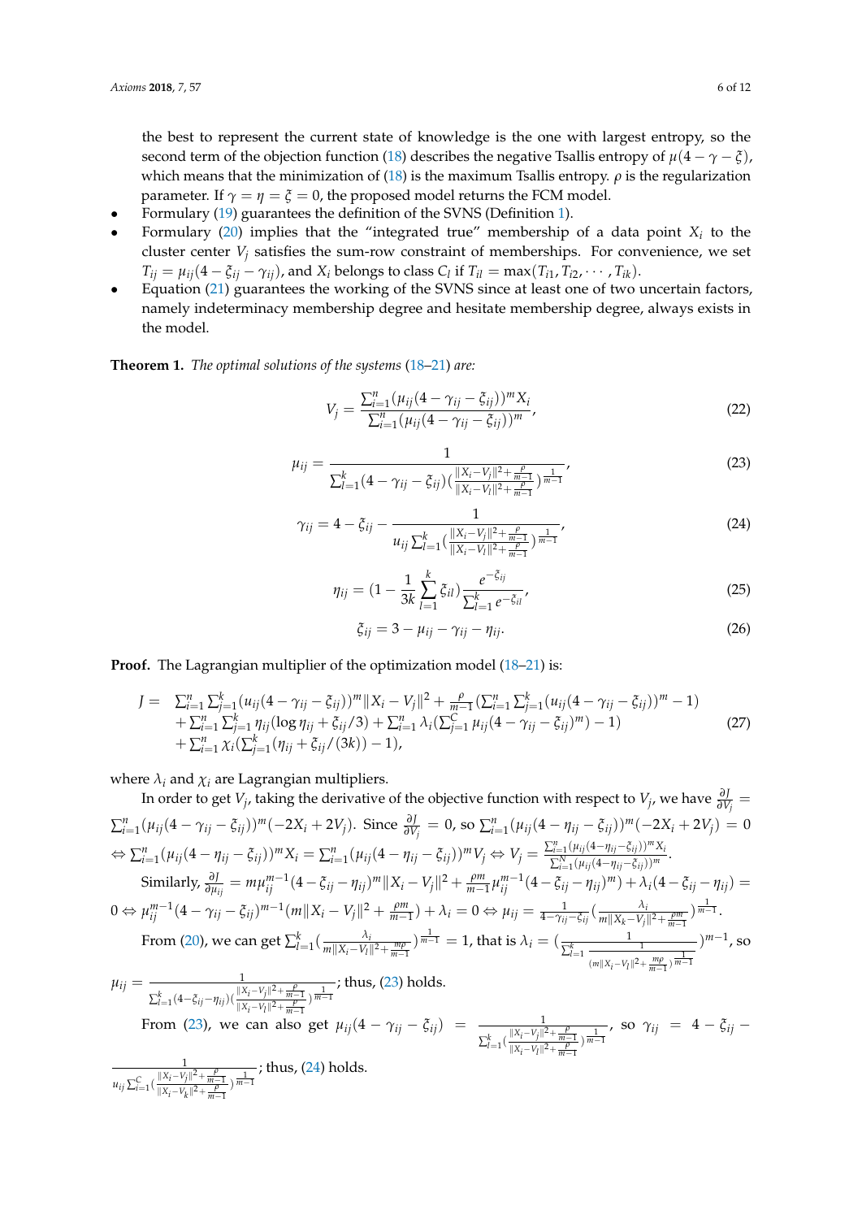the best to represent the current state of knowledge is the one with largest entropy, so the second term of the objection function (18) describes the negative Tsallis entropy of $\mu(4-\gamma-\xi)$, which means that the minimization of (18) is the maximum Tsallis entropy. $\rho$ is the regularization parameter. If $\gamma = \eta = \xi = 0$, the proposed model returns the FCM model.

- Formulary (19) guarantees the definition of the SVNS (Definition 1).
- Formulary (20) implies that the "integrated true" membership of a data point $X_i$ to the cluster center $V_j$ satisfies the sum-row constraint of memberships. For convenience, we set $T_{ij} = \mu_{ij}(4 - \xi_{ij} - \gamma_{ij})$, and $X_i$ belongs to class $C_l$ if $T_{il} = \max(T_{i1}, T_{i2}, \cdots, T_{ik})$.
- Equation (21) guarantees the working of the SVNS since at least one of two uncertain factors, namely indeterminacy membership degree and hesitate membership degree, always exists in the model.

**Theorem 1.** *The optimal solutions of the systems (18–21) are:*

$$V_j = \frac{\sum_{i=1}^{n}(\mu_{ij}(4-\gamma_{ij}-\xi_{ij}))^m X_i}{\sum_{i=1}^{n}(\mu_{ij}(4-\gamma_{ij}-\xi_{ij}))^m}, \tag{22}$$

$$\mu_{ij} = \frac{1}{\sum_{l=1}^{k}(4-\gamma_{ij}-\xi_{ij})\left(\frac{\|X_i-V_j\|^2+\frac{\rho}{m-1}}{\|X_i-V_l\|^2+\frac{\rho}{m-1}}\right)^{\frac{1}{m-1}}}, \tag{23}$$

$$\gamma_{ij} = 4 - \xi_{ij} - \frac{1}{u_{ij}\sum_{l=1}^{k}\left(\frac{\|X_i-V_j\|^2+\frac{\rho}{m-1}}{\|X_i-V_l\|^2+\frac{\rho}{m-1}}\right)^{\frac{1}{m-1}}}, \tag{24}$$

$$\eta_{ij} = \left(1 - \frac{1}{3k}\sum_{l=1}^{k}\xi_{il}\right)\frac{e^{-\xi_{ij}}}{\sum_{l=1}^{k} e^{-\xi_{il}}}, \tag{25}$$

$$\xi_{ij} = 3 - \mu_{ij} - \gamma_{ij} - \eta_{ij}. \tag{26}$$

**Proof.** The Lagrangian multiplier of the optimization model (18–21) is:

$$\begin{aligned} J = \;& \sum_{i=1}^{n}\sum_{j=1}^{k}(u_{ij}(4-\gamma_{ij}-\xi_{ij}))^m\|X_i-V_j\|^2 + \frac{\rho}{m-1}\left(\sum_{i=1}^{n}\sum_{j=1}^{k}(u_{ij}(4-\gamma_{ij}-\xi_{ij}))^m - 1\right) \\ & + \sum_{i=1}^{n}\sum_{j=1}^{k}\eta_{ij}(\log\eta_{ij}+\xi_{ij}/3) + \sum_{i=1}^{n}\lambda_i\left(\sum_{j=1}^{C}\mu_{ij}(4-\gamma_{ij}-\xi_{ij})^m) - 1\right) \\ & + \sum_{i=1}^{n}\chi_i\left(\sum_{j=1}^{k}(\eta_{ij}+\xi_{ij}/(3k)) - 1\right), \end{aligned} \tag{27}$$

where $\lambda_i$ and $\chi_i$ are Lagrangian multipliers.

In order to get $V_j$, taking the derivative of the objective function with respect to $V_j$, we have $\frac{\partial J}{\partial V_j} = \sum_{i=1}^{n}(\mu_{ij}(4-\gamma_{ij}-\xi_{ij}))^m(-2X_i+2V_j)$. Since $\frac{\partial J}{\partial V_j} = 0$, so $\sum_{i=1}^{n}(\mu_{ij}(4-\eta_{ij}-\xi_{ij}))^m(-2X_i+2V_j) = 0$ $\Leftrightarrow \sum_{i=1}^{n}(\mu_{ij}(4-\eta_{ij}-\xi_{ij}))^m X_i = \sum_{i=1}^{n}(\mu_{ij}(4-\eta_{ij}-\xi_{ij}))^m V_j \Leftrightarrow V_j = \frac{\sum_{i=1}^{n}(\mu_{ij}(4-\eta_{ij}-\xi_{ij}))^m X_i}{\sum_{i=1}^{N}(\mu_{ij}(4-\eta_{ij}-\xi_{ij}))^m}$.

Similarly, $\frac{\partial J}{\partial \mu_{ij}} = m\mu_{ij}^{m-1}(4-\xi_{ij}-\eta_{ij})^m\|X_i-V_j\|^2 + \frac{\rho m}{m-1}\mu_{ij}^{m-1}(4-\xi_{ij}-\eta_{ij})^m) + \lambda_i(4-\xi_{ij}-\eta_{ij}) = 0 \Leftrightarrow \mu_{ij}^{m-1}(4-\gamma_{ij}-\xi_{ij})^{m-1}(m\|X_i-V_j\|^2 + \frac{\rho m}{m-1}) + \lambda_i = 0 \Leftrightarrow \mu_{ij} = \frac{1}{4-\gamma_{ij}-\xi_{ij}}\left(\frac{\lambda_i}{m\|X_k-V_j\|^2+\frac{\rho m}{m-1}}\right)^{\frac{1}{m-1}}$.

From (20), we can get $\sum_{l=1}^{k}\left(\frac{\lambda_i}{m\|X_i-V_l\|^2+\frac{m\rho}{m-1}}\right)^{\frac{1}{m-1}} = 1$, that is $\lambda_i = \left(\frac{1}{\sum_{l=1}^{k}\frac{1}{(m\|X_i-V_l\|^2+\frac{m\rho}{m-1})^{\frac{1}{m-1}}}}\right)^{m-1}$, so $\mu_{ij} = \frac{1}{\sum_{l=1}^{k}(4-\xi_{ij}-\eta_{ij})\left(\frac{\|X_i-V_j\|^2+\frac{\rho}{m-1}}{\|X_i-V_l\|^2+\frac{\rho}{m-1}}\right)^{\frac{1}{m-1}}}$; thus, (23) holds.

From (23), we can also get $\mu_{ij}(4-\gamma_{ij}-\xi_{ij}) = \frac{1}{\sum_{l=1}^{k}\left(\frac{\|X_i-V_j\|^2+\frac{\rho}{m-1}}{\|X_i-V_l\|^2+\frac{\rho}{m-1}}\right)^{\frac{1}{m-1}}}$, so $\gamma_{ij} = 4 - \xi_{ij} - \frac{1}{u_{ij}\sum_{l=1}^{C}\left(\frac{\|X_i-V_j\|^2+\frac{\rho}{m-1}}{\|X_i-V_k\|^2+\frac{\rho}{m-1}}\right)^{\frac{1}{m-1}}}$; thus, (24) holds.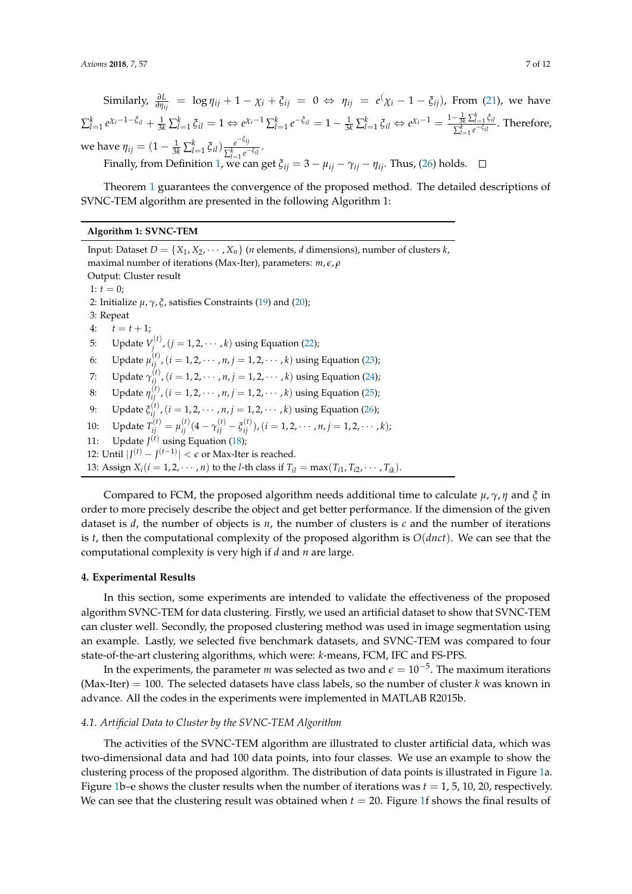Similarly, $\frac{\partial L}{\partial \eta_{ij}} = \log \eta_{ij} + 1 - \chi_i + \xi_{ij} = 0 \Leftrightarrow \eta_{ij} = e^{(}\chi_i - 1 - \xi_{ij})$, From (21), we have $\sum_{l=1}^{k} e^{\chi_i - 1 - \xi_{il}} + \frac{1}{3k}\sum_{l=1}^{k} \xi_{il} = 1 \Leftrightarrow e^{\chi_i - 1}\sum_{l=1}^{k} e^{-\xi_{il}} = 1 - \frac{1}{3k}\sum_{l=1}^{k}\xi_{il} \Leftrightarrow e^{\chi_i - 1} = \frac{1 - \frac{1}{3k}\sum_{l=1}^{k}\xi_{il}}{\sum_{l=1}^{k} e^{-\xi_{il}}}$. Therefore, we have $\eta_{ij} = (1 - \frac{1}{3k}\sum_{l=1}^{k}\xi_{il})\frac{e^{-\xi_{ij}}}{\sum_{l=1}^{k} e^{-\xi_{il}}}$.

Finally, from Definition 1, we can get $\xi_{ij} = 3 - \mu_{ij} - \gamma_{ij} - \eta_{ij}$. Thus, (26) holds. $\square$

Theorem 1 guarantees the convergence of the proposed method. The detailed descriptions of SVNC-TEM algorithm are presented in the following Algorithm 1:

**Algorithm 1: SVNC-TEM**

Input: Dataset $D = \{X_1, X_2, \cdots, X_n\}$ ($n$ elements, $d$ dimensions), number of clusters $k$, maximal number of iterations (Max-Iter), parameters: $m, \epsilon, \rho$
Output: Cluster result
1: $t = 0$;
2: Initialize $\mu, \gamma, \xi$, satisfies Constraints (19) and (20);
3: Repeat
4: $\quad t = t + 1$;
5: $\quad$ Update $V_j^{(t)}, (j = 1, 2, \cdots, k)$ using Equation (22);
6: $\quad$ Update $\mu_{ij}^{(t)}, (i = 1, 2, \cdots, n, j = 1, 2, \cdots, k)$ using Equation (23);
7: $\quad$ Update $\gamma_{ij}^{(t)}, (i = 1, 2, \cdots, n, j = 1, 2, \cdots, k)$ using Equation (24);
8: $\quad$ Update $\eta_{ij}^{(t)}, (i = 1, 2, \cdots, n, j = 1, 2, \cdots, k)$ using Equation (25);
9: $\quad$ Update $\xi_{ij}^{(t)}, (i = 1, 2, \cdots, n, j = 1, 2, \cdots, k)$ using Equation (26);
10: $\quad$ Update $T_{ij}^{(t)} = \mu_{ij}^{(t)}(4 - \gamma_{ij}^{(t)} - \xi_{ij}^{(t)}), (i = 1, 2, \cdots, n, j = 1, 2, \cdots, k)$;
11: $\quad$ Update $J^{(t)}$ using Equation (18);
12: Until $|J^{(t)} - J^{(t-1)}| < \epsilon$ or Max-Iter is reached.
13: Assign $X_i (i = 1, 2, \cdots, n)$ to the $l$-th class if $T_{il} = \max(T_{i1}, T_{i2}, \cdots, T_{ik})$.

Compared to FCM, the proposed algorithm needs additional time to calculate $\mu, \gamma, \eta$ and $\xi$ in order to more precisely describe the object and get better performance. If the dimension of the given dataset is $d$, the number of objects is $n$, the number of clusters is $c$ and the number of iterations is $t$, then the computational complexity of the proposed algorithm is $O(dnct)$. We can see that the computational complexity is very high if $d$ and $n$ are large.

## 4. Experimental Results

In this section, some experiments are intended to validate the effectiveness of the proposed algorithm SVNC-TEM for data clustering. Firstly, we used an artificial dataset to show that SVNC-TEM can cluster well. Secondly, the proposed clustering method was used in image segmentation using an example. Lastly, we selected five benchmark datasets, and SVNC-TEM was compared to four state-of-the-art clustering algorithms, which were: $k$-means, FCM, IFC and FS-PFS.

In the experiments, the parameter $m$ was selected as two and $\epsilon = 10^{-5}$. The maximum iterations (Max-Iter) = 100. The selected datasets have class labels, so the number of cluster $k$ was known in advance. All the codes in the experiments were implemented in MATLAB R2015b.

### *4.1. Artificial Data to Cluster by the SVNC-TEM Algorithm*

The activities of the SVNC-TEM algorithm are illustrated to cluster artificial data, which was two-dimensional data and had 100 data points, into four classes. We use an example to show the clustering process of the proposed algorithm. The distribution of data points is illustrated in Figure 1a. Figure 1b–e shows the cluster results when the number of iterations was $t = 1, 5, 10, 20$, respectively. We can see that the clustering result was obtained when $t = 20$. Figure 1f shows the final results of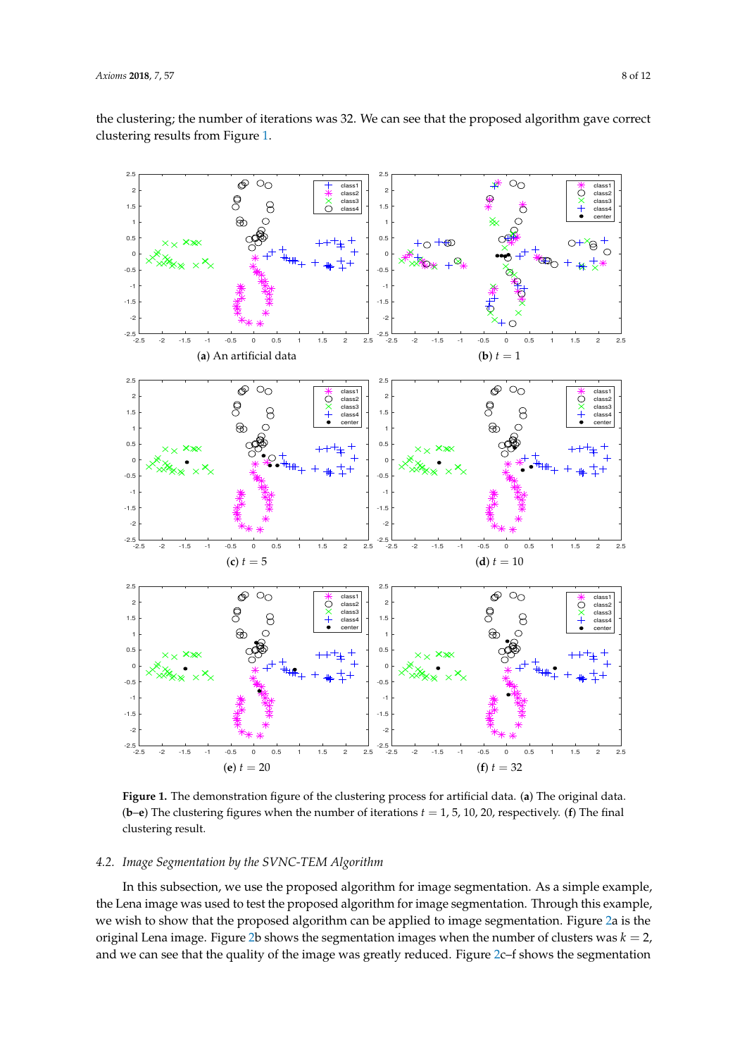the clustering; the number of iterations was 32. We can see that the proposed algorithm gave correct clustering results from Figure 1.

(**a**) An artificial data

(**b**) $t = 1$

(**c**) $t = 5$

(**d**) $t = 10$

(**e**) $t = 20$

(**f**) $t = 32$

**Figure 1.** The demonstration figure of the clustering process for artificial data. (**a**) The original data. (**b**–**e**) The clustering figures when the number of iterations $t = 1, 5, 10, 20$, respectively. (**f**) The final clustering result.

### 4.2. Image Segmentation by the SVNC-TEM Algorithm

In this subsection, we use the proposed algorithm for image segmentation. As a simple example, the Lena image was used to test the proposed algorithm for image segmentation. Through this example, we wish to show that the proposed algorithm can be applied to image segmentation. Figure 2a is the original Lena image. Figure 2b shows the segmentation images when the number of clusters was $k = 2$, and we can see that the quality of the image was greatly reduced. Figure 2c–f shows the segmentation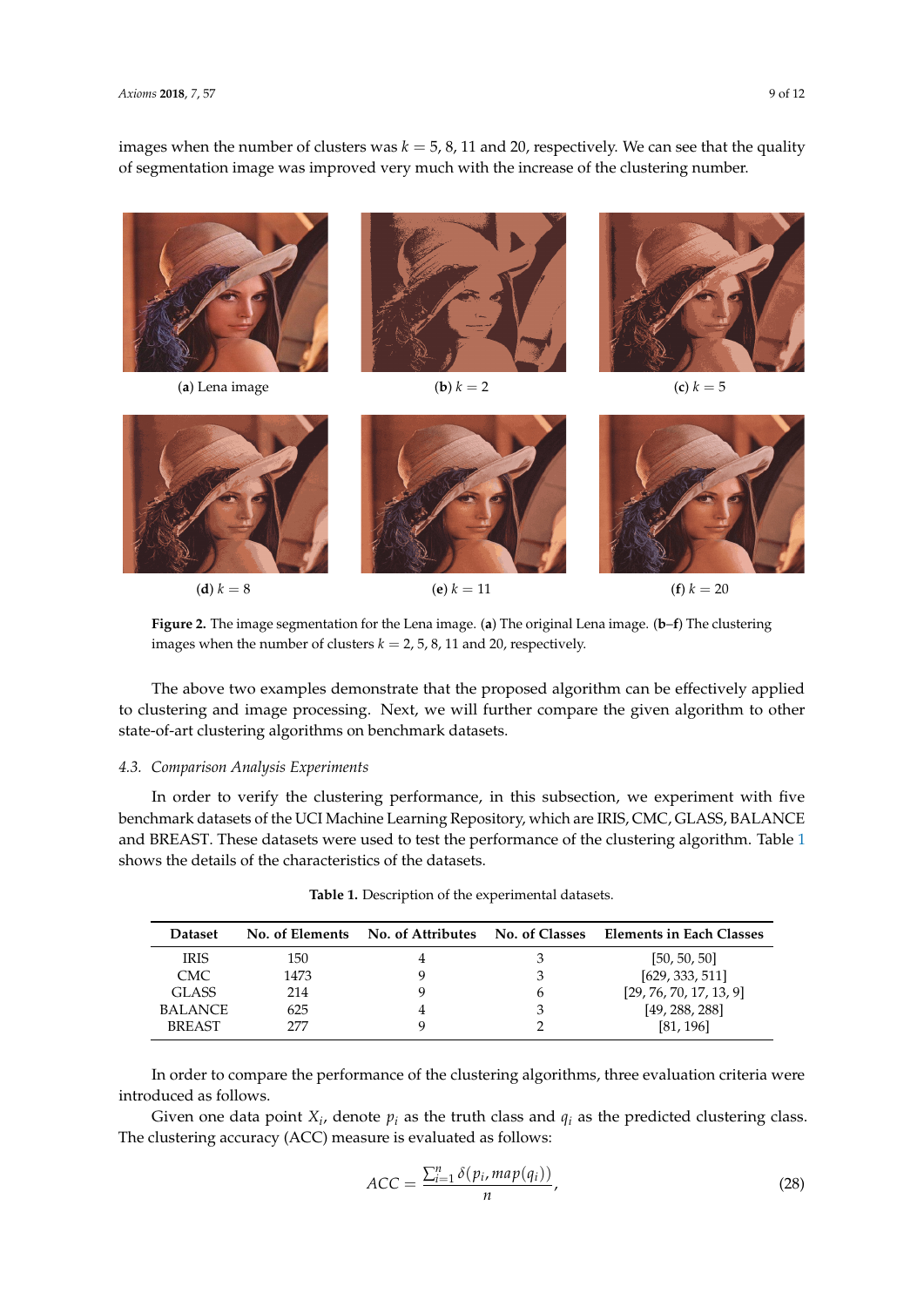images when the number of clusters was $k = 5, 8, 11$ and 20, respectively. We can see that the quality of segmentation image was improved very much with the increase of the clustering number.

(**a**) Lena image (**b**) $k = 2$ (**c**) $k = 5$

(**d**) $k = 8$ (**e**) $k = 11$ (**f**) $k = 20$

**Figure 2.** The image segmentation for the Lena image. (**a**) The original Lena image. (**b**–**f**) The clustering images when the number of clusters $k = 2, 5, 8, 11$ and 20, respectively.

The above two examples demonstrate that the proposed algorithm can be effectively applied to clustering and image processing. Next, we will further compare the given algorithm to other state-of-art clustering algorithms on benchmark datasets.

### 4.3. Comparison Analysis Experiments

In order to verify the clustering performance, in this subsection, we experiment with five benchmark datasets of the UCI Machine Learning Repository, which are IRIS, CMC, GLASS, BALANCE and BREAST. These datasets were used to test the performance of the clustering algorithm. Table 1 shows the details of the characteristics of the datasets.

**Table 1.** Description of the experimental datasets.

| Dataset | No. of Elements | No. of Attributes | No. of Classes | Elements in Each Classes |
|---|---|---|---|---|
| IRIS | 150 | 4 | 3 | [50, 50, 50] |
| CMC | 1473 | 9 | 3 | [629, 333, 511] |
| GLASS | 214 | 9 | 6 | [29, 76, 70, 17, 13, 9] |
| BALANCE | 625 | 4 | 3 | [49, 288, 288] |
| BREAST | 277 | 9 | 2 | [81, 196] |

In order to compare the performance of the clustering algorithms, three evaluation criteria were introduced as follows.

Given one data point $X_i$, denote $p_i$ as the truth class and $q_i$ as the predicted clustering class. The clustering accuracy (ACC) measure is evaluated as follows:

$$ACC = \frac{\sum_{i=1}^{n} \delta(p_i, map(q_i))}{n}, \tag{28}$$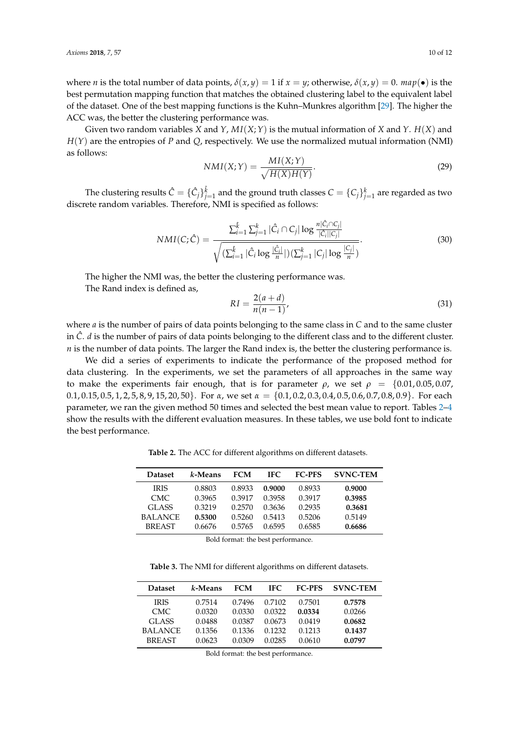where $n$ is the total number of data points, $\delta(x, y) = 1$ if $x = y$; otherwise, $\delta(x, y) = 0$. $map(\bullet)$ is the best permutation mapping function that matches the obtained clustering label to the equivalent label of the dataset. One of the best mapping functions is the Kuhn–Munkres algorithm [29]. The higher the ACC was, the better the clustering performance was.

Given two random variables $X$ and $Y$, $MI(X;Y)$ is the mutual information of $X$ and $Y$. $H(X)$ and $H(Y)$ are the entropies of $P$ and $Q$, respectively. We use the normalized mutual information (NMI) as follows:

$$NMI(X;Y) = \frac{MI(X;Y)}{\sqrt{H(X)H(Y)}}. \tag{29}$$

The clustering results $\hat{C} = \{\hat{C}_j\}_{j=1}^{\hat{k}}$ and the ground truth classes $C = \{C_j\}_{j=1}^{k}$ are regarded as two discrete random variables. Therefore, NMI is specified as follows:

$$NMI(C;\hat{C}) = \frac{\sum_{i=1}^{\hat{k}} \sum_{j=1}^{k} |\hat{C}_i \cap C_j| \log \frac{n|\hat{C}_i \cap C_j|}{|\hat{C}_i||C_j|}}{\sqrt{(\sum_{i=1}^{\hat{k}} |\hat{C}_i \log \frac{|\hat{C}_i|}{n}|)(\sum_{j=1}^{k} |C_j| \log \frac{|C_j|}{n})}}. \tag{30}$$

The higher the NMI was, the better the clustering performance was.

The Rand index is defined as,

$$RI = \frac{2(a+d)}{n(n-1)}, \tag{31}$$

where $a$ is the number of pairs of data points belonging to the same class in $C$ and to the same cluster in $\hat{C}$. $d$ is the number of pairs of data points belonging to the different class and to the different cluster. $n$ is the number of data points. The larger the Rand index is, the better the clustering performance is.

We did a series of experiments to indicate the performance of the proposed method for data clustering. In the experiments, we set the parameters of all approaches in the same way to make the experiments fair enough, that is for parameter $\rho$, we set $\rho = \{0.01, 0.05, 0.07, 0.1, 0.15, 0.5, 1, 2, 5, 8, 9, 15, 20, 50\}$. For $\alpha$, we set $\alpha = \{0.1, 0.2, 0.3, 0.4, 0.5, 0.6, 0.7, 0.8, 0.9\}$. For each parameter, we ran the given method 50 times and selected the best mean value to report. Tables 2–4 show the results with the different evaluation measures. In these tables, we use bold font to indicate the best performance.

**Table 2.** The ACC for different algorithms on different datasets.

| Dataset | *k*-Means | FCM | IFC | FC-PFS | SVNC-TEM |
|---|---|---|---|---|---|
| IRIS | 0.8803 | 0.8933 | **0.9000** | 0.8933 | **0.9000** |
| CMC | 0.3965 | 0.3917 | 0.3958 | 0.3917 | **0.3985** |
| GLASS | 0.3219 | 0.2570 | 0.3636 | 0.2935 | **0.3681** |
| BALANCE | **0.5300** | 0.5260 | 0.5413 | 0.5206 | 0.5149 |
| BREAST | 0.6676 | 0.5765 | 0.6595 | 0.6585 | **0.6686** |

Bold format: the best performance.

**Table 3.** The NMI for different algorithms on different datasets.

| Dataset | *k*-Means | FCM | IFC | FC-PFS | SVNC-TEM |
|---|---|---|---|---|---|
| IRIS | 0.7514 | 0.7496 | 0.7102 | 0.7501 | **0.7578** |
| CMC | 0.0320 | 0.0330 | 0.0322 | **0.0334** | 0.0266 |
| GLASS | 0.0488 | 0.0387 | 0.0673 | 0.0419 | **0.0682** |
| BALANCE | 0.1356 | 0.1336 | 0.1232 | 0.1213 | **0.1437** |
| BREAST | 0.0623 | 0.0309 | 0.0285 | 0.0610 | **0.0797** |

Bold format: the best performance.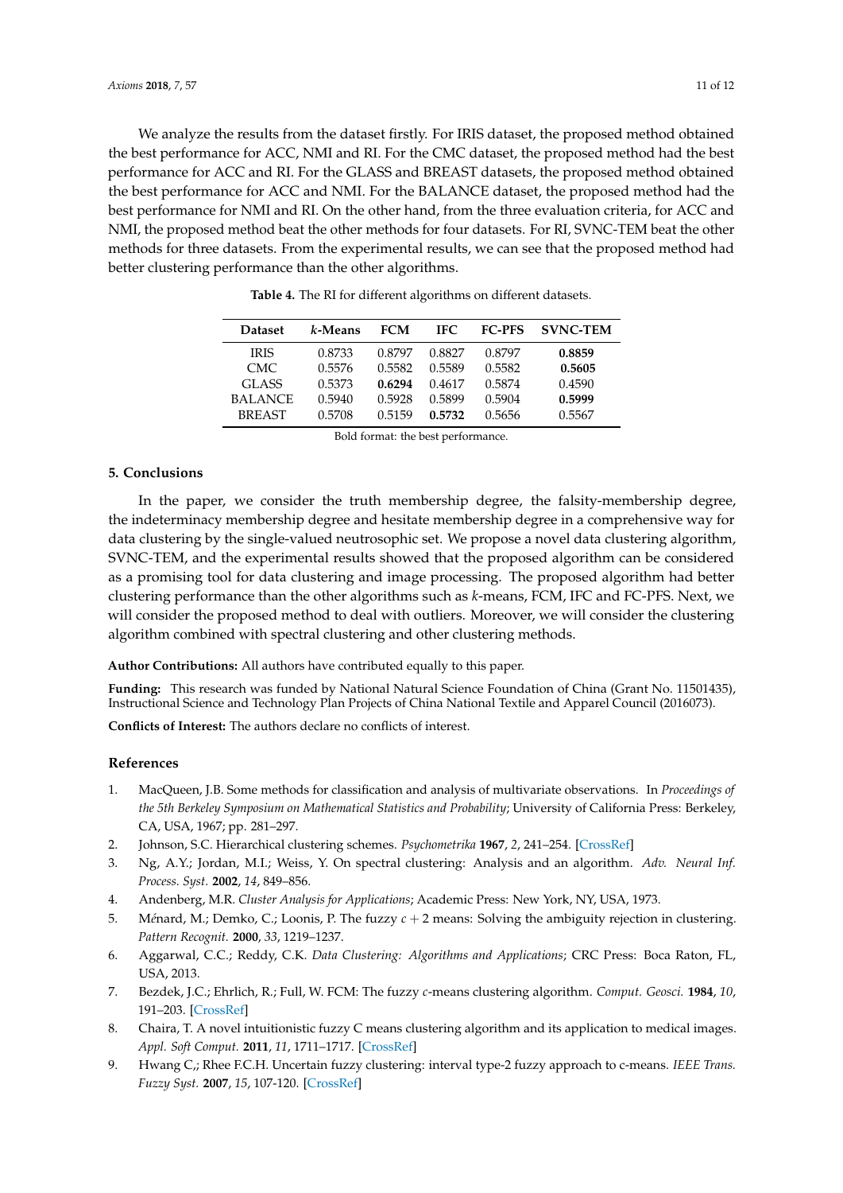We analyze the results from the dataset firstly. For IRIS dataset, the proposed method obtained the best performance for ACC, NMI and RI. For the CMC dataset, the proposed method had the best performance for ACC and RI. For the GLASS and BREAST datasets, the proposed method obtained the best performance for ACC and NMI. For the BALANCE dataset, the proposed method had the best performance for NMI and RI. On the other hand, from the three evaluation criteria, for ACC and NMI, the proposed method beat the other methods for four datasets. For RI, SVNC-TEM beat the other methods for three datasets. From the experimental results, we can see that the proposed method had better clustering performance than the other algorithms.

**Table 4.** The RI for different algorithms on different datasets.

| Dataset | *k*-Means | FCM | IFC | FC-PFS | SVNC-TEM |
|---|---|---|---|---|---|
| IRIS | 0.8733 | 0.8797 | 0.8827 | 0.8797 | **0.8859** |
| CMC | 0.5576 | 0.5582 | 0.5589 | 0.5582 | **0.5605** |
| GLASS | 0.5373 | **0.6294** | 0.4617 | 0.5874 | 0.4590 |
| BALANCE | 0.5940 | 0.5928 | 0.5899 | 0.5904 | **0.5999** |
| BREAST | 0.5708 | 0.5159 | **0.5732** | 0.5656 | 0.5567 |

Bold format: the best performance.

## 5. Conclusions

In the paper, we consider the truth membership degree, the falsity-membership degree, the indeterminacy membership degree and hesitate membership degree in a comprehensive way for data clustering by the single-valued neutrosophic set. We propose a novel data clustering algorithm, SVNC-TEM, and the experimental results showed that the proposed algorithm can be considered as a promising tool for data clustering and image processing. The proposed algorithm had better clustering performance than the other algorithms such as *k*-means, FCM, IFC and FC-PFS. Next, we will consider the proposed method to deal with outliers. Moreover, we will consider the clustering algorithm combined with spectral clustering and other clustering methods.

**Author Contributions:** All authors have contributed equally to this paper.

**Funding:** This research was funded by National Natural Science Foundation of China (Grant No. 11501435), Instructional Science and Technology Plan Projects of China National Textile and Apparel Council (2016073).

**Conflicts of Interest:** The authors declare no conflicts of interest.

## References

1. MacQueen, J.B. Some methods for classification and analysis of multivariate observations. In *Proceedings of the 5th Berkeley Symposium on Mathematical Statistics and Probability*; University of California Press: Berkeley, CA, USA, 1967; pp. 281–297.
2. Johnson, S.C. Hierarchical clustering schemes. *Psychometrika* **1967**, *2*, 241–254. [CrossRef]
3. Ng, A.Y.; Jordan, M.I.; Weiss, Y. On spectral clustering: Analysis and an algorithm. *Adv. Neural Inf. Process. Syst.* **2002**, *14*, 849–856.
4. Andenberg, M.R. *Cluster Analysis for Applications*; Academic Press: New York, NY, USA, 1973.
5. Ménard, M.; Demko, C.; Loonis, P. The fuzzy $c + 2$ means: Solving the ambiguity rejection in clustering. *Pattern Recognit.* **2000**, *33*, 1219–1237.
6. Aggarwal, C.C.; Reddy, C.K. *Data Clustering: Algorithms and Applications*; CRC Press: Boca Raton, FL, USA, 2013.
7. Bezdek, J.C.; Ehrlich, R.; Full, W. FCM: The fuzzy *c*-means clustering algorithm. *Comput. Geosci.* **1984**, *10*, 191–203. [CrossRef]
8. Chaira, T. A novel intuitionistic fuzzy C means clustering algorithm and its application to medical images. *Appl. Soft Comput.* **2011**, *11*, 1711–1717. [CrossRef]
9. Hwang C,; Rhee F.C.H. Uncertain fuzzy clustering: interval type-2 fuzzy approach to c-means. *IEEE Trans. Fuzzy Syst.* **2007**, *15*, 107-120. [CrossRef]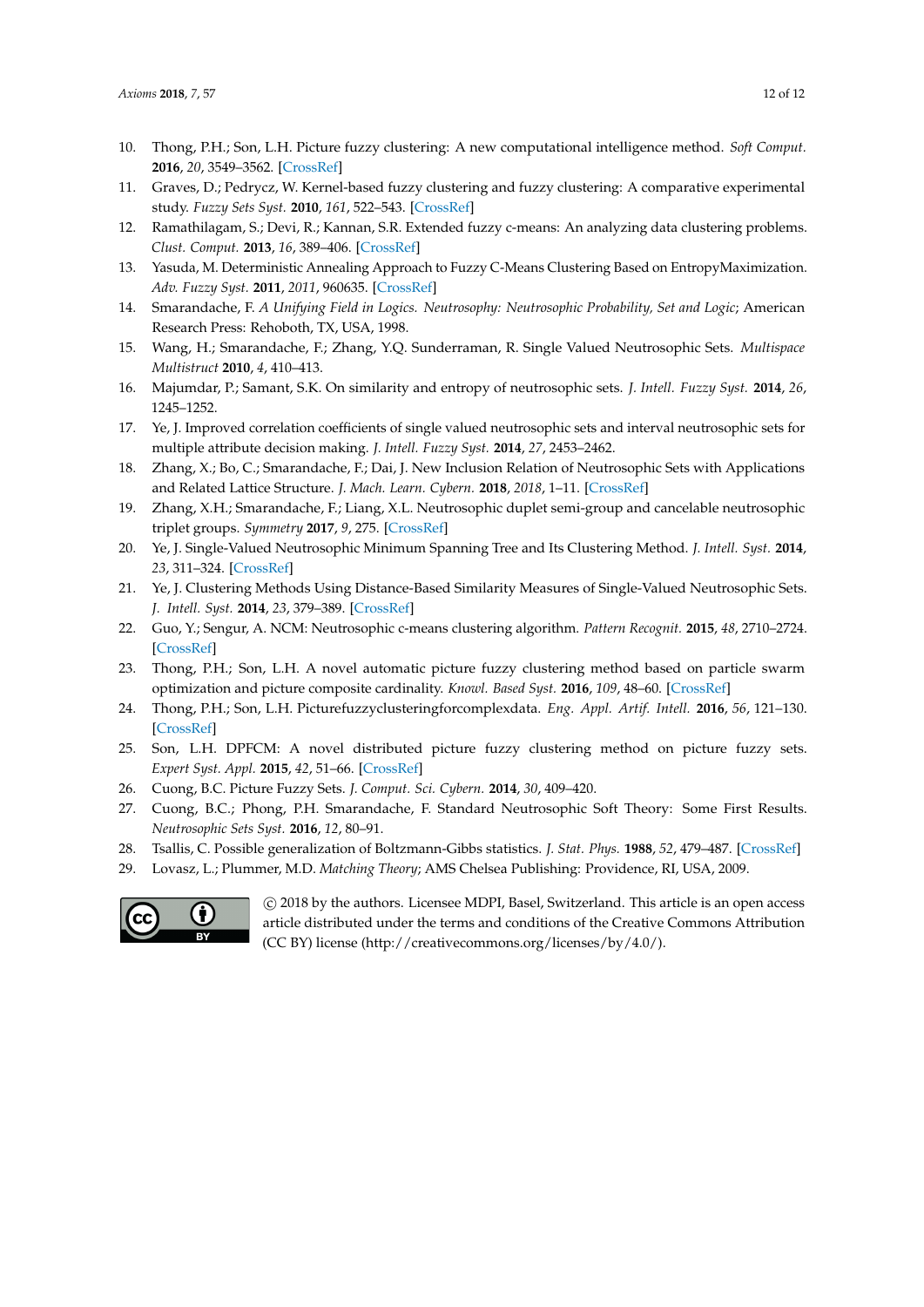10. Thong, P.H.; Son, L.H. Picture fuzzy clustering: A new computational intelligence method. *Soft Comput.* **2016**, *20*, 3549–3562. [CrossRef]
11. Graves, D.; Pedrycz, W. Kernel-based fuzzy clustering and fuzzy clustering: A comparative experimental study. *Fuzzy Sets Syst.* **2010**, *161*, 522–543. [CrossRef]
12. Ramathilagam, S.; Devi, R.; Kannan, S.R. Extended fuzzy c-means: An analyzing data clustering problems. *Clust. Comput.* **2013**, *16*, 389–406. [CrossRef]
13. Yasuda, M. Deterministic Annealing Approach to Fuzzy C-Means Clustering Based on EntropyMaximization. *Adv. Fuzzy Syst.* **2011**, *2011*, 960635. [CrossRef]
14. Smarandache, F. *A Unifying Field in Logics. Neutrosophy: Neutrosophic Probability, Set and Logic*; American Research Press: Rehoboth, TX, USA, 1998.
15. Wang, H.; Smarandache, F.; Zhang, Y.Q. Sunderraman, R. Single Valued Neutrosophic Sets. *Multispace Multistruct* **2010**, *4*, 410–413.
16. Majumdar, P.; Samant, S.K. On similarity and entropy of neutrosophic sets. *J. Intell. Fuzzy Syst.* **2014**, *26*, 1245–1252.
17. Ye, J. Improved correlation coefficients of single valued neutrosophic sets and interval neutrosophic sets for multiple attribute decision making. *J. Intell. Fuzzy Syst.* **2014**, *27*, 2453–2462.
18. Zhang, X.; Bo, C.; Smarandache, F.; Dai, J. New Inclusion Relation of Neutrosophic Sets with Applications and Related Lattice Structure. *J. Mach. Learn. Cybern.* **2018**, *2018*, 1–11. [CrossRef]
19. Zhang, X.H.; Smarandache, F.; Liang, X.L. Neutrosophic duplet semi-group and cancelable neutrosophic triplet groups. *Symmetry* **2017**, *9*, 275. [CrossRef]
20. Ye, J. Single-Valued Neutrosophic Minimum Spanning Tree and Its Clustering Method. *J. Intell. Syst.* **2014**, *23*, 311–324. [CrossRef]
21. Ye, J. Clustering Methods Using Distance-Based Similarity Measures of Single-Valued Neutrosophic Sets. *J. Intell. Syst.* **2014**, *23*, 379–389. [CrossRef]
22. Guo, Y.; Sengur, A. NCM: Neutrosophic c-means clustering algorithm. *Pattern Recognit.* **2015**, *48*, 2710–2724. [CrossRef]
23. Thong, P.H.; Son, L.H. A novel automatic picture fuzzy clustering method based on particle swarm optimization and picture composite cardinality. *Knowl. Based Syst.* **2016**, *109*, 48–60. [CrossRef]
24. Thong, P.H.; Son, L.H. Picturefuzzyclusteringforcomplexdata. *Eng. Appl. Artif. Intell.* **2016**, *56*, 121–130. [CrossRef]
25. Son, L.H. DPFCM: A novel distributed picture fuzzy clustering method on picture fuzzy sets. *Expert Syst. Appl.* **2015**, *42*, 51–66. [CrossRef]
26. Cuong, B.C. Picture Fuzzy Sets. *J. Comput. Sci. Cybern.* **2014**, *30*, 409–420.
27. Cuong, B.C.; Phong, P.H. Smarandache, F. Standard Neutrosophic Soft Theory: Some First Results. *Neutrosophic Sets Syst.* **2016**, *12*, 80–91.
28. Tsallis, C. Possible generalization of Boltzmann-Gibbs statistics. *J. Stat. Phys.* **1988**, *52*, 479–487. [CrossRef]
29. Lovasz, L.; Plummer, M.D. *Matching Theory*; AMS Chelsea Publishing: Providence, RI, USA, 2009.

© 2018 by the authors. Licensee MDPI, Basel, Switzerland. This article is an open access article distributed under the terms and conditions of the Creative Commons Attribution (CC BY) license (http://creativecommons.org/licenses/by/4.0/).